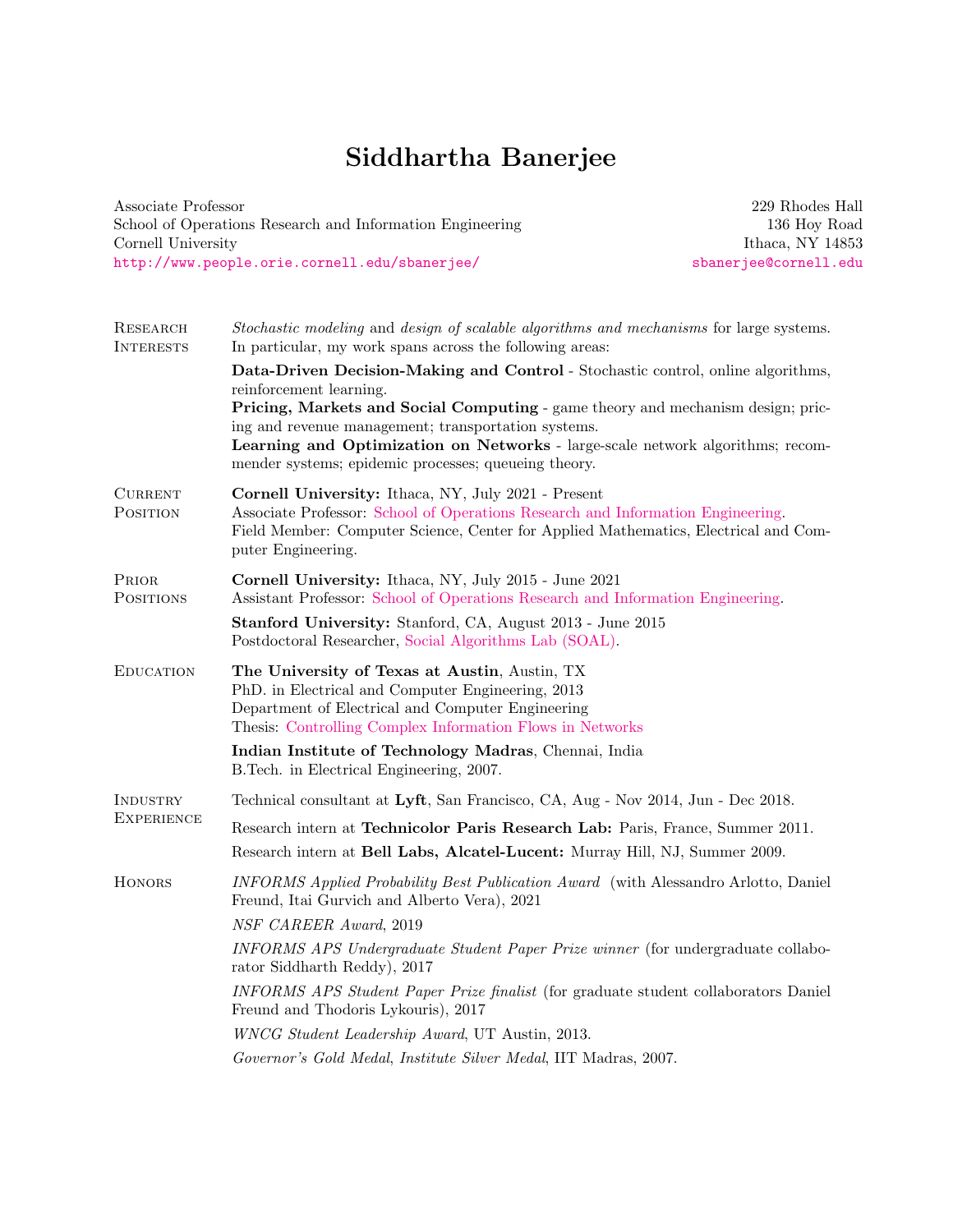# Siddhartha Banerjee

Associate Professor
School of Operations Research and Information Engineering
Cornell University
http://www.people.orie.cornell.edu/sbanerjee/

229 Rhodes Hall
136 Hoy Road
Ithaca, NY 14853
sbanerjee@cornell.edu

## Research Interests

*Stochastic modeling* and *design of scalable algorithms and mechanisms* for large systems. In particular, my work spans across the following areas:

**Data-Driven Decision-Making and Control** - Stochastic control, online algorithms, reinforcement learning.
**Pricing, Markets and Social Computing** - game theory and mechanism design; pricing and revenue management; transportation systems.
**Learning and Optimization on Networks** - large-scale network algorithms; recommender systems; epidemic processes; queueing theory.

## Current Position

**Cornell University:** Ithaca, NY, July 2021 - Present
Associate Professor: School of Operations Research and Information Engineering.
Field Member: Computer Science, Center for Applied Mathematics, Electrical and Computer Engineering.

## Prior Positions

**Cornell University:** Ithaca, NY, July 2015 - June 2021
Assistant Professor: School of Operations Research and Information Engineering.

**Stanford University:** Stanford, CA, August 2013 - June 2015
Postdoctoral Researcher, Social Algorithms Lab (SOAL).

## Education

**The University of Texas at Austin**, Austin, TX
PhD. in Electrical and Computer Engineering, 2013
Department of Electrical and Computer Engineering
Thesis: Controlling Complex Information Flows in Networks

**Indian Institute of Technology Madras**, Chennai, India
B.Tech. in Electrical Engineering, 2007.

## Industry Experience

Technical consultant at **Lyft**, San Francisco, CA, Aug - Nov 2014, Jun - Dec 2018.

Research intern at **Technicolor Paris Research Lab:** Paris, France, Summer 2011.

Research intern at **Bell Labs, Alcatel-Lucent:** Murray Hill, NJ, Summer 2009.

## Honors

*INFORMS Applied Probability Best Publication Award* (with Alessandro Arlotto, Daniel Freund, Itai Gurvich and Alberto Vera), 2021

*NSF CAREER Award*, 2019

*INFORMS APS Undergraduate Student Paper Prize winner* (for undergraduate collaborator Siddharth Reddy), 2017

*INFORMS APS Student Paper Prize finalist* (for graduate student collaborators Daniel Freund and Thodoris Lykouris), 2017

*WNCG Student Leadership Award*, UT Austin, 2013.

*Governor's Gold Medal*, *Institute Silver Medal*, IIT Madras, 2007.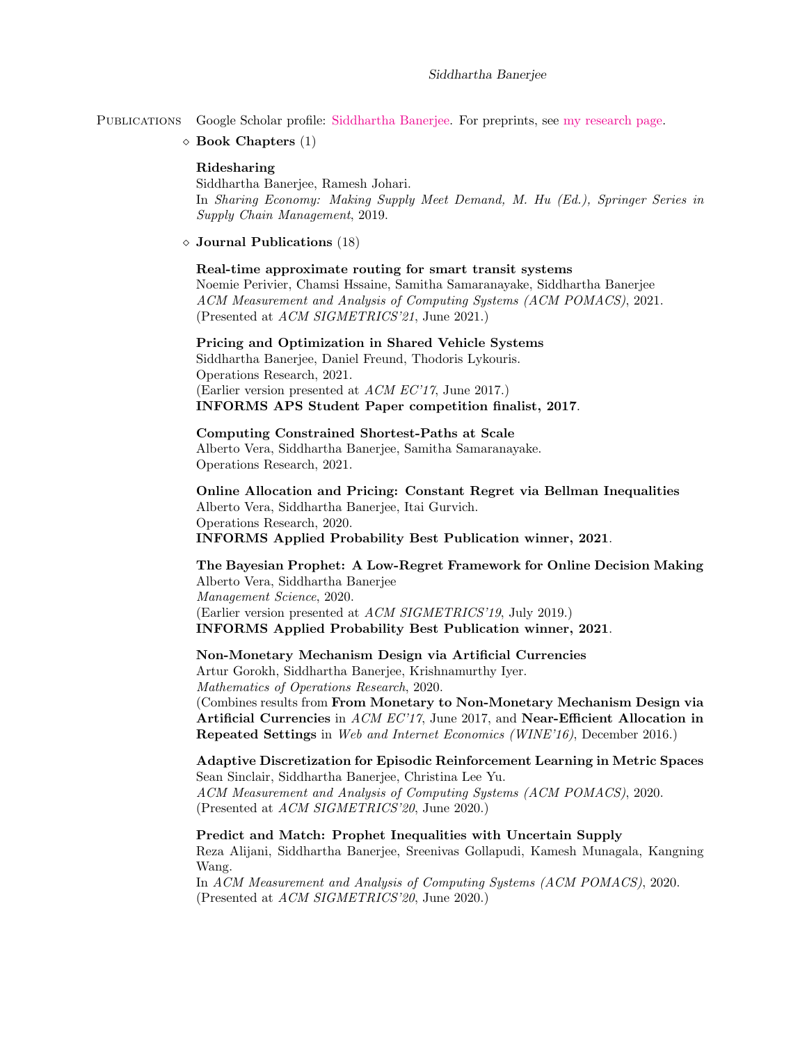## Publications

Google Scholar profile: Siddhartha Banerjee. For preprints, see my research page.

### ⋄ Book Chapters (1)

**Ridesharing**
Siddhartha Banerjee, Ramesh Johari.
In *Sharing Economy: Making Supply Meet Demand, M. Hu (Ed.), Springer Series in Supply Chain Management*, 2019.

### ⋄ Journal Publications (18)

**Real-time approximate routing for smart transit systems**
Noemie Perivier, Chamsi Hssaine, Samitha Samaranayake, Siddhartha Banerjee
*ACM Measurement and Analysis of Computing Systems (ACM POMACS)*, 2021.
(Presented at *ACM SIGMETRICS'21*, June 2021.)

**Pricing and Optimization in Shared Vehicle Systems**
Siddhartha Banerjee, Daniel Freund, Thodoris Lykouris.
Operations Research, 2021.
(Earlier version presented at *ACM EC'17*, June 2017.)
**INFORMS APS Student Paper competition finalist, 2017**.

**Computing Constrained Shortest-Paths at Scale**
Alberto Vera, Siddhartha Banerjee, Samitha Samaranayake.
Operations Research, 2021.

**Online Allocation and Pricing: Constant Regret via Bellman Inequalities**
Alberto Vera, Siddhartha Banerjee, Itai Gurvich.
Operations Research, 2020.
**INFORMS Applied Probability Best Publication winner, 2021**.

**The Bayesian Prophet: A Low-Regret Framework for Online Decision Making**
Alberto Vera, Siddhartha Banerjee
*Management Science*, 2020.
(Earlier version presented at *ACM SIGMETRICS'19*, July 2019.)
**INFORMS Applied Probability Best Publication winner, 2021**.

**Non-Monetary Mechanism Design via Artificial Currencies**
Artur Gorokh, Siddhartha Banerjee, Krishnamurthy Iyer.
*Mathematics of Operations Research*, 2020.
(Combines results from **From Monetary to Non-Monetary Mechanism Design via Artificial Currencies** in *ACM EC'17*, June 2017, and **Near-Efficient Allocation in Repeated Settings** in *Web and Internet Economics (WINE'16)*, December 2016.)

**Adaptive Discretization for Episodic Reinforcement Learning in Metric Spaces**
Sean Sinclair, Siddhartha Banerjee, Christina Lee Yu.
*ACM Measurement and Analysis of Computing Systems (ACM POMACS)*, 2020.
(Presented at *ACM SIGMETRICS'20*, June 2020.)

**Predict and Match: Prophet Inequalities with Uncertain Supply**
Reza Alijani, Siddhartha Banerjee, Sreenivas Gollapudi, Kamesh Munagala, Kangning Wang.
In *ACM Measurement and Analysis of Computing Systems (ACM POMACS)*, 2020.
(Presented at *ACM SIGMETRICS'20*, June 2020.)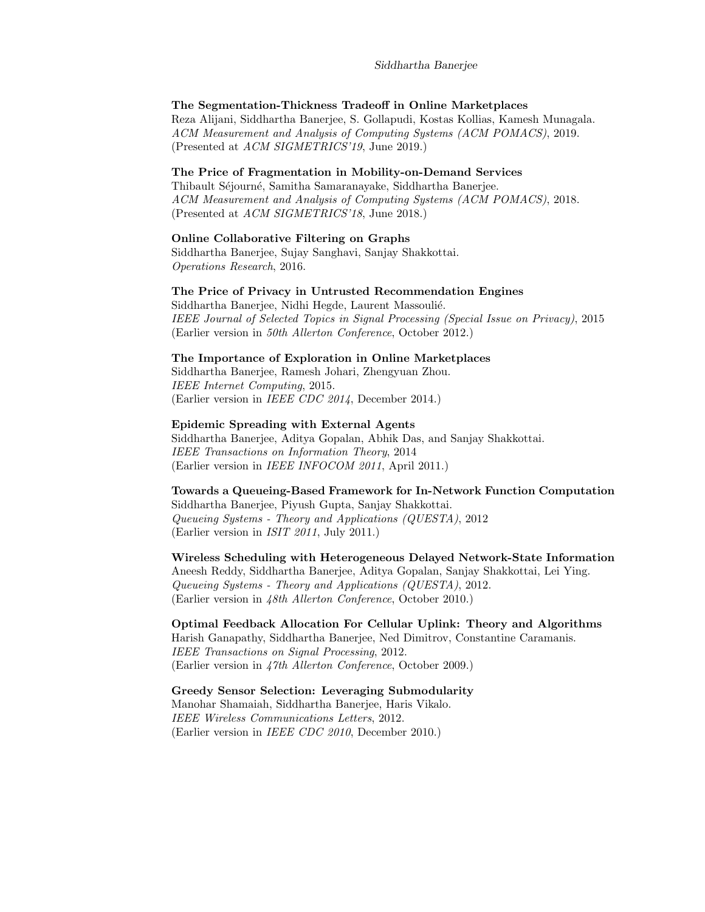**The Segmentation-Thickness Tradeoff in Online Marketplaces**
Reza Alijani, Siddhartha Banerjee, S. Gollapudi, Kostas Kollias, Kamesh Munagala.
*ACM Measurement and Analysis of Computing Systems (ACM POMACS)*, 2019.
(Presented at *ACM SIGMETRICS'19*, June 2019.)

**The Price of Fragmentation in Mobility-on-Demand Services**
Thibault Séjourné, Samitha Samaranayake, Siddhartha Banerjee.
*ACM Measurement and Analysis of Computing Systems (ACM POMACS)*, 2018.
(Presented at *ACM SIGMETRICS'18*, June 2018.)

**Online Collaborative Filtering on Graphs**
Siddhartha Banerjee, Sujay Sanghavi, Sanjay Shakkottai.
*Operations Research*, 2016.

**The Price of Privacy in Untrusted Recommendation Engines**
Siddhartha Banerjee, Nidhi Hegde, Laurent Massoulié.
*IEEE Journal of Selected Topics in Signal Processing (Special Issue on Privacy)*, 2015
(Earlier version in *50th Allerton Conference*, October 2012.)

**The Importance of Exploration in Online Marketplaces**
Siddhartha Banerjee, Ramesh Johari, Zhengyuan Zhou.
*IEEE Internet Computing*, 2015.
(Earlier version in *IEEE CDC 2014*, December 2014.)

**Epidemic Spreading with External Agents**
Siddhartha Banerjee, Aditya Gopalan, Abhik Das, and Sanjay Shakkottai.
*IEEE Transactions on Information Theory*, 2014
(Earlier version in *IEEE INFOCOM 2011*, April 2011.)

**Towards a Queueing-Based Framework for In-Network Function Computation**
Siddhartha Banerjee, Piyush Gupta, Sanjay Shakkottai.
*Queueing Systems - Theory and Applications (QUESTA)*, 2012
(Earlier version in *ISIT 2011*, July 2011.)

**Wireless Scheduling with Heterogeneous Delayed Network-State Information**
Aneesh Reddy, Siddhartha Banerjee, Aditya Gopalan, Sanjay Shakkottai, Lei Ying.
*Queueing Systems - Theory and Applications (QUESTA)*, 2012.
(Earlier version in *48th Allerton Conference*, October 2010.)

**Optimal Feedback Allocation For Cellular Uplink: Theory and Algorithms**
Harish Ganapathy, Siddhartha Banerjee, Ned Dimitrov, Constantine Caramanis.
*IEEE Transactions on Signal Processing*, 2012.
(Earlier version in *47th Allerton Conference*, October 2009.)

**Greedy Sensor Selection: Leveraging Submodularity**
Manohar Shamaiah, Siddhartha Banerjee, Haris Vikalo.
*IEEE Wireless Communications Letters*, 2012.
(Earlier version in *IEEE CDC 2010*, December 2010.)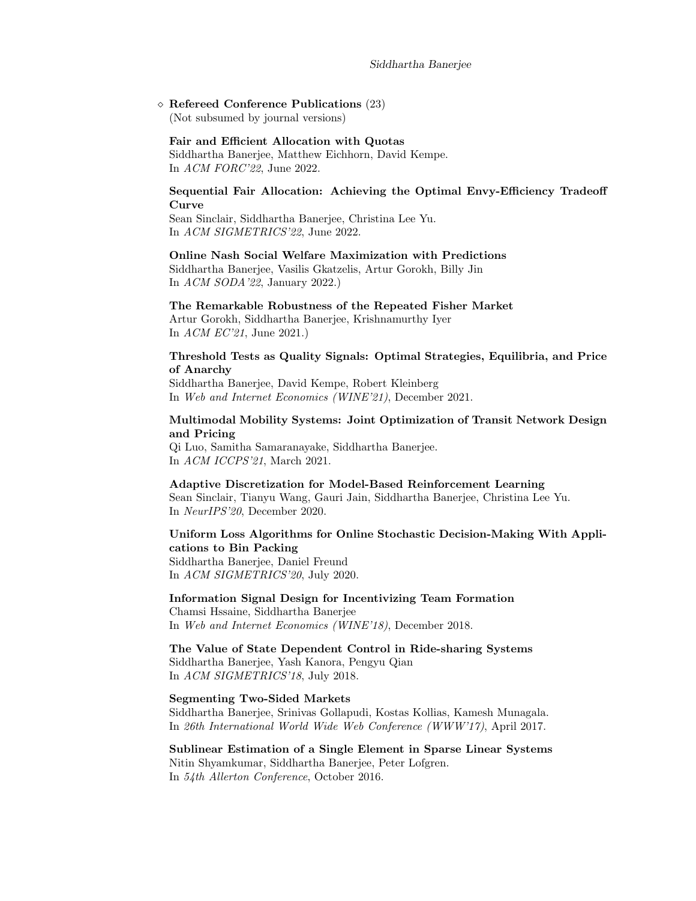- ◇ **Refereed Conference Publications** (23)
  (Not subsumed by journal versions)

**Fair and Efficient Allocation with Quotas**
Siddhartha Banerjee, Matthew Eichhorn, David Kempe.
In *ACM FORC'22*, June 2022.

**Sequential Fair Allocation: Achieving the Optimal Envy-Efficiency Tradeoff Curve**
Sean Sinclair, Siddhartha Banerjee, Christina Lee Yu.
In *ACM SIGMETRICS'22*, June 2022.

**Online Nash Social Welfare Maximization with Predictions**
Siddhartha Banerjee, Vasilis Gkatzelis, Artur Gorokh, Billy Jin
In *ACM SODA'22*, January 2022.)

**The Remarkable Robustness of the Repeated Fisher Market**
Artur Gorokh, Siddhartha Banerjee, Krishnamurthy Iyer
In *ACM EC'21*, June 2021.)

**Threshold Tests as Quality Signals: Optimal Strategies, Equilibria, and Price of Anarchy**
Siddhartha Banerjee, David Kempe, Robert Kleinberg
In *Web and Internet Economics (WINE'21)*, December 2021.

**Multimodal Mobility Systems: Joint Optimization of Transit Network Design and Pricing**
Qi Luo, Samitha Samaranayake, Siddhartha Banerjee.
In *ACM ICCPS'21*, March 2021.

**Adaptive Discretization for Model-Based Reinforcement Learning**
Sean Sinclair, Tianyu Wang, Gauri Jain, Siddhartha Banerjee, Christina Lee Yu.
In *NeurIPS'20*, December 2020.

**Uniform Loss Algorithms for Online Stochastic Decision-Making With Applications to Bin Packing**
Siddhartha Banerjee, Daniel Freund
In *ACM SIGMETRICS'20*, July 2020.

**Information Signal Design for Incentivizing Team Formation**
Chamsi Hssaine, Siddhartha Banerjee
In *Web and Internet Economics (WINE'18)*, December 2018.

**The Value of State Dependent Control in Ride-sharing Systems**
Siddhartha Banerjee, Yash Kanora, Pengyu Qian
In *ACM SIGMETRICS'18*, July 2018.

**Segmenting Two-Sided Markets**
Siddhartha Banerjee, Srinivas Gollapudi, Kostas Kollias, Kamesh Munagala.
In *26th International World Wide Web Conference (WWW'17)*, April 2017.

**Sublinear Estimation of a Single Element in Sparse Linear Systems**
Nitin Shyamkumar, Siddhartha Banerjee, Peter Lofgren.
In *54th Allerton Conference*, October 2016.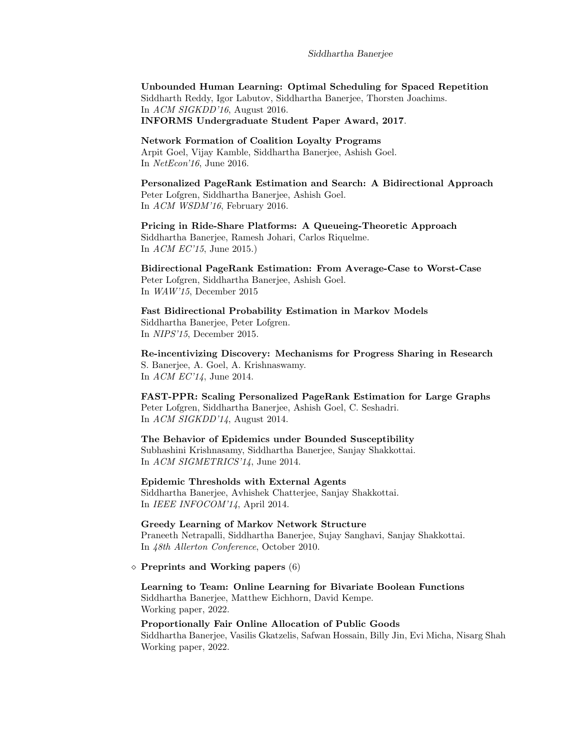**Unbounded Human Learning: Optimal Scheduling for Spaced Repetition**
Siddharth Reddy, Igor Labutov, Siddhartha Banerjee, Thorsten Joachims.
In *ACM SIGKDD'16*, August 2016.
**INFORMS Undergraduate Student Paper Award, 2017**.

**Network Formation of Coalition Loyalty Programs**
Arpit Goel, Vijay Kamble, Siddhartha Banerjee, Ashish Goel.
In *NetEcon'16*, June 2016.

**Personalized PageRank Estimation and Search: A Bidirectional Approach**
Peter Lofgren, Siddhartha Banerjee, Ashish Goel.
In *ACM WSDM'16*, February 2016.

**Pricing in Ride-Share Platforms: A Queueing-Theoretic Approach**
Siddhartha Banerjee, Ramesh Johari, Carlos Riquelme.
In *ACM EC'15*, June 2015.)

**Bidirectional PageRank Estimation: From Average-Case to Worst-Case**
Peter Lofgren, Siddhartha Banerjee, Ashish Goel.
In *WAW'15*, December 2015

**Fast Bidirectional Probability Estimation in Markov Models**
Siddhartha Banerjee, Peter Lofgren.
In *NIPS'15*, December 2015.

**Re-incentivizing Discovery: Mechanisms for Progress Sharing in Research**
S. Banerjee, A. Goel, A. Krishnaswamy.
In *ACM EC'14*, June 2014.

**FAST-PPR: Scaling Personalized PageRank Estimation for Large Graphs**
Peter Lofgren, Siddhartha Banerjee, Ashish Goel, C. Seshadri.
In *ACM SIGKDD'14*, August 2014.

**The Behavior of Epidemics under Bounded Susceptibility**
Subhashini Krishnasamy, Siddhartha Banerjee, Sanjay Shakkottai.
In *ACM SIGMETRICS'14*, June 2014.

**Epidemic Thresholds with External Agents**
Siddhartha Banerjee, Avhishek Chatterjee, Sanjay Shakkottai.
In *IEEE INFOCOM'14*, April 2014.

**Greedy Learning of Markov Network Structure**
Praneeth Netrapalli, Siddhartha Banerjee, Sujay Sanghavi, Sanjay Shakkottai.
In *48th Allerton Conference*, October 2010.

⋄ **Preprints and Working papers** (6)

**Learning to Team: Online Learning for Bivariate Boolean Functions**
Siddhartha Banerjee, Matthew Eichhorn, David Kempe.
Working paper, 2022.

**Proportionally Fair Online Allocation of Public Goods**
Siddhartha Banerjee, Vasilis Gkatzelis, Safwan Hossain, Billy Jin, Evi Micha, Nisarg Shah
Working paper, 2022.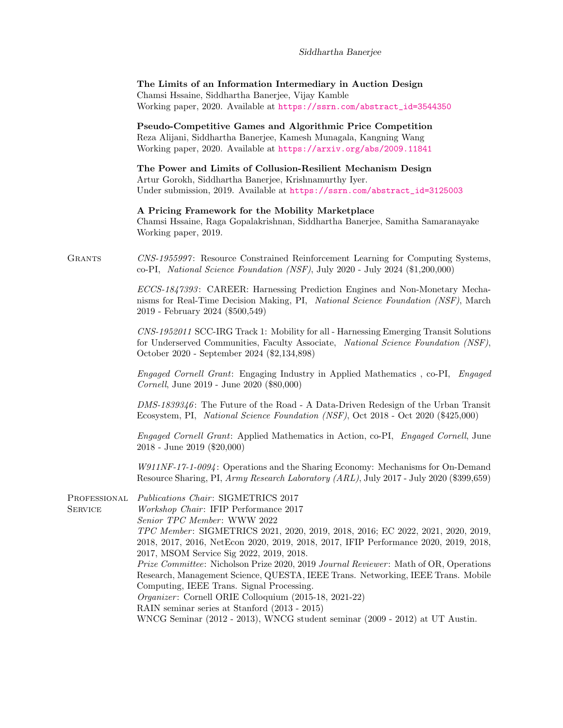**The Limits of an Information Intermediary in Auction Design**
Chamsi Hssaine, Siddhartha Banerjee, Vijay Kamble
Working paper, 2020. Available at https://ssrn.com/abstract_id=3544350

**Pseudo-Competitive Games and Algorithmic Price Competition**
Reza Alijani, Siddhartha Banerjee, Kamesh Munagala, Kangning Wang
Working paper, 2020. Available at https://arxiv.org/abs/2009.11841

**The Power and Limits of Collusion-Resilient Mechanism Design**
Artur Gorokh, Siddhartha Banerjee, Krishnamurthy Iyer.
Under submission, 2019. Available at https://ssrn.com/abstract_id=3125003

**A Pricing Framework for the Mobility Marketplace**
Chamsi Hssaine, Raga Gopalakrishnan, Siddhartha Banerjee, Samitha Samaranayake
Working paper, 2019.

## Grants

*CNS-1955997*: Resource Constrained Reinforcement Learning for Computing Systems, co-PI, *National Science Foundation (NSF)*, July 2020 - July 2024 ($1,200,000)

*ECCS-1847393*: CAREER: Harnessing Prediction Engines and Non-Monetary Mechanisms for Real-Time Decision Making, PI, *National Science Foundation (NSF)*, March 2019 - February 2024 ($500,549)

*CNS-1952011* SCC-IRG Track 1: Mobility for all - Harnessing Emerging Transit Solutions for Underserved Communities, Faculty Associate, *National Science Foundation (NSF)*, October 2020 - September 2024 ($2,134,898)

*Engaged Cornell Grant*: Engaging Industry in Applied Mathematics , co-PI, *Engaged Cornell*, June 2019 - June 2020 ($80,000)

*DMS-1839346*: The Future of the Road - A Data-Driven Redesign of the Urban Transit Ecosystem, PI, *National Science Foundation (NSF)*, Oct 2018 - Oct 2020 ($425,000)

*Engaged Cornell Grant*: Applied Mathematics in Action, co-PI, *Engaged Cornell*, June 2018 - June 2019 ($20,000)

*W911NF-17-1-0094*: Operations and the Sharing Economy: Mechanisms for On-Demand Resource Sharing, PI, *Army Research Laboratory (ARL)*, July 2017 - July 2020 ($399,659)

## Professional Service

*Publications Chair*: SIGMETRICS 2017
*Workshop Chair*: IFIP Performance 2017
*Senior TPC Member*: WWW 2022
*TPC Member*: SIGMETRICS 2021, 2020, 2019, 2018, 2016; EC 2022, 2021, 2020, 2019, 2018, 2017, 2016, NetEcon 2020, 2019, 2018, 2017, IFIP Performance 2020, 2019, 2018, 2017, MSOM Service Sig 2022, 2019, 2018.
*Prize Committee*: Nicholson Prize 2020, 2019 *Journal Reviewer*: Math of OR, Operations Research, Management Science, QUESTA, IEEE Trans. Networking, IEEE Trans. Mobile Computing, IEEE Trans. Signal Processing.
*Organizer*: Cornell ORIE Colloquium (2015-18, 2021-22)
RAIN seminar series at Stanford (2013 - 2015)
WNCG Seminar (2012 - 2013), WNCG student seminar (2009 - 2012) at UT Austin.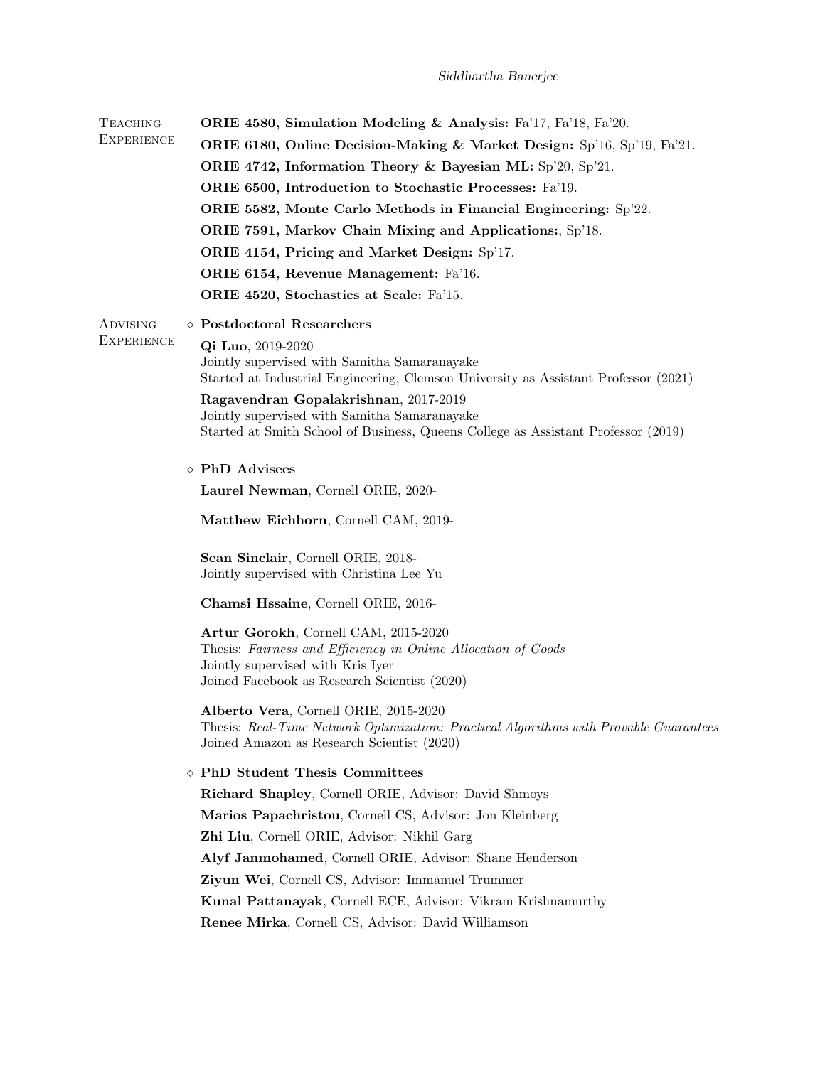## Teaching Experience

**ORIE 4580, Simulation Modeling & Analysis:** Fa'17, Fa'18, Fa'20.

**ORIE 6180, Online Decision-Making & Market Design:** Sp'16, Sp'19, Fa'21.

**ORIE 4742, Information Theory & Bayesian ML:** Sp'20, Sp'21.

**ORIE 6500, Introduction to Stochastic Processes:** Fa'19.

**ORIE 5582, Monte Carlo Methods in Financial Engineering:** Sp'22.

**ORIE 7591, Markov Chain Mixing and Applications:**, Sp'18.

**ORIE 4154, Pricing and Market Design:** Sp'17.

**ORIE 6154, Revenue Management:** Fa'16.

**ORIE 4520, Stochastics at Scale:** Fa'15.

## Advising Experience

### ⋄ Postdoctoral Researchers

**Qi Luo**, 2019-2020
Jointly supervised with Samitha Samaranayake
Started at Industrial Engineering, Clemson University as Assistant Professor (2021)

**Ragavendran Gopalakrishnan**, 2017-2019
Jointly supervised with Samitha Samaranayake
Started at Smith School of Business, Queens College as Assistant Professor (2019)

### ⋄ PhD Advisees

**Laurel Newman**, Cornell ORIE, 2020-

**Matthew Eichhorn**, Cornell CAM, 2019-

**Sean Sinclair**, Cornell ORIE, 2018-
Jointly supervised with Christina Lee Yu

**Chamsi Hssaine**, Cornell ORIE, 2016-

**Artur Gorokh**, Cornell CAM, 2015-2020
Thesis: *Fairness and Efficiency in Online Allocation of Goods*
Jointly supervised with Kris Iyer
Joined Facebook as Research Scientist (2020)

**Alberto Vera**, Cornell ORIE, 2015-2020
Thesis: *Real-Time Network Optimization: Practical Algorithms with Provable Guarantees*
Joined Amazon as Research Scientist (2020)

### ⋄ PhD Student Thesis Committees

**Richard Shapley**, Cornell ORIE, Advisor: David Shmoys

**Marios Papachristou**, Cornell CS, Advisor: Jon Kleinberg

**Zhi Liu**, Cornell ORIE, Advisor: Nikhil Garg

**Alyf Janmohamed**, Cornell ORIE, Advisor: Shane Henderson

**Ziyun Wei**, Cornell CS, Advisor: Immanuel Trummer

**Kunal Pattanayak**, Cornell ECE, Advisor: Vikram Krishnamurthy

**Renee Mirka**, Cornell CS, Advisor: David Williamson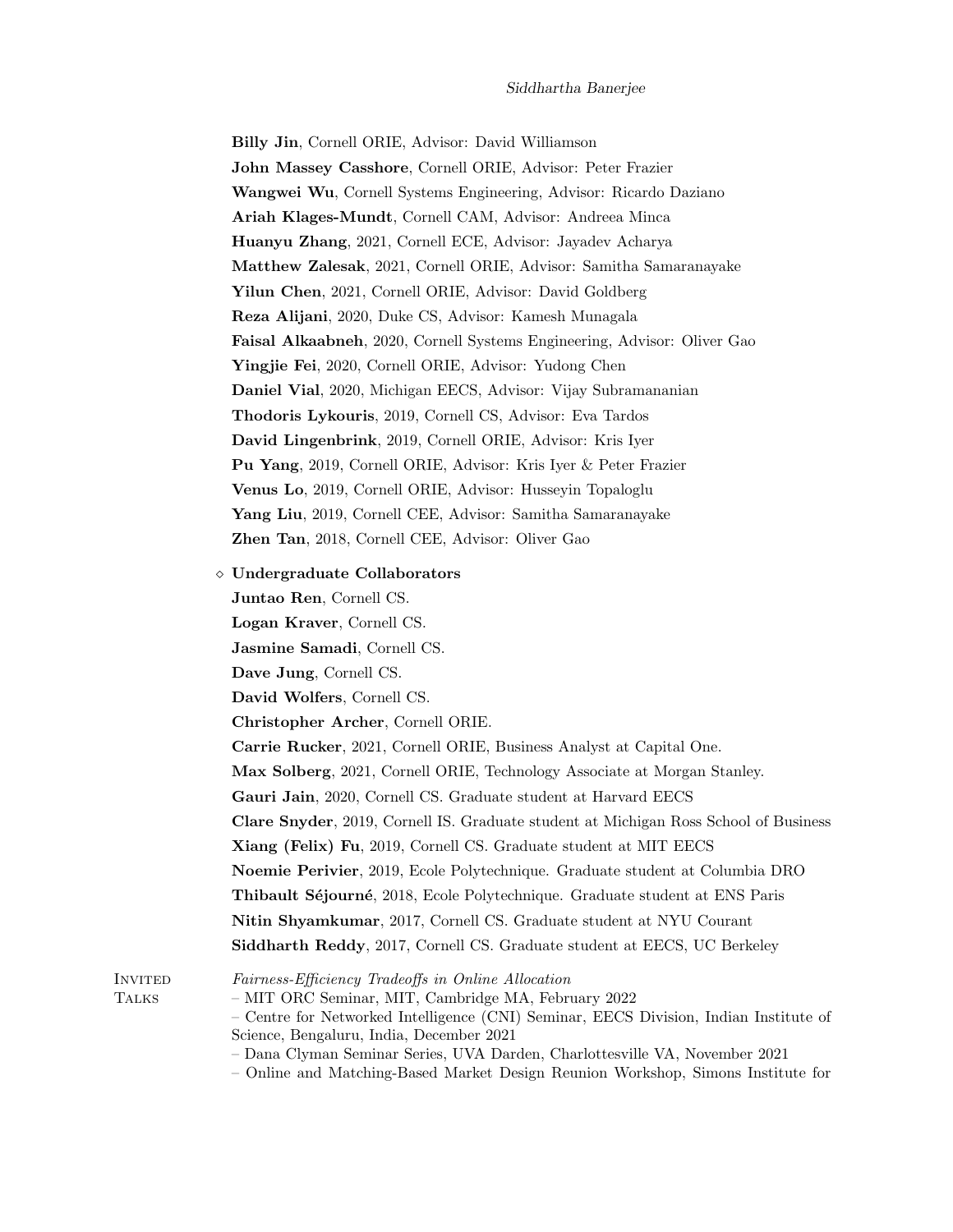**Billy Jin**, Cornell ORIE, Advisor: David Williamson
**John Massey Casshore**, Cornell ORIE, Advisor: Peter Frazier
**Wangwei Wu**, Cornell Systems Engineering, Advisor: Ricardo Daziano
**Ariah Klages-Mundt**, Cornell CAM, Advisor: Andreea Minca
**Huanyu Zhang**, 2021, Cornell ECE, Advisor: Jayadev Acharya
**Matthew Zalesak**, 2021, Cornell ORIE, Advisor: Samitha Samaranayake
**Yilun Chen**, 2021, Cornell ORIE, Advisor: David Goldberg
**Reza Alijani**, 2020, Duke CS, Advisor: Kamesh Munagala
**Faisal Alkaabneh**, 2020, Cornell Systems Engineering, Advisor: Oliver Gao
**Yingjie Fei**, 2020, Cornell ORIE, Advisor: Yudong Chen
**Daniel Vial**, 2020, Michigan EECS, Advisor: Vijay Subramananian
**Thodoris Lykouris**, 2019, Cornell CS, Advisor: Eva Tardos
**David Lingenbrink**, 2019, Cornell ORIE, Advisor: Kris Iyer
**Pu Yang**, 2019, Cornell ORIE, Advisor: Kris Iyer & Peter Frazier
**Venus Lo**, 2019, Cornell ORIE, Advisor: Husseyin Topaloglu
**Yang Liu**, 2019, Cornell CEE, Advisor: Samitha Samaranayake
**Zhen Tan**, 2018, Cornell CEE, Advisor: Oliver Gao

◇ **Undergraduate Collaborators**

**Juntao Ren**, Cornell CS.
**Logan Kraver**, Cornell CS.
**Jasmine Samadi**, Cornell CS.
**Dave Jung**, Cornell CS.
**David Wolfers**, Cornell CS.
**Christopher Archer**, Cornell ORIE.
**Carrie Rucker**, 2021, Cornell ORIE, Business Analyst at Capital One.
**Max Solberg**, 2021, Cornell ORIE, Technology Associate at Morgan Stanley.
**Gauri Jain**, 2020, Cornell CS. Graduate student at Harvard EECS
**Clare Snyder**, 2019, Cornell IS. Graduate student at Michigan Ross School of Business
**Xiang (Felix) Fu**, 2019, Cornell CS. Graduate student at MIT EECS
**Noemie Perivier**, 2019, Ecole Polytechnique. Graduate student at Columbia DRO
**Thibault Séjourné**, 2018, Ecole Polytechnique. Graduate student at ENS Paris
**Nitin Shyamkumar**, 2017, Cornell CS. Graduate student at NYU Courant
**Siddharth Reddy**, 2017, Cornell CS. Graduate student at EECS, UC Berkeley

## Invited Talks

*Fairness-Efficiency Tradeoffs in Online Allocation*
– MIT ORC Seminar, MIT, Cambridge MA, February 2022
– Centre for Networked Intelligence (CNI) Seminar, EECS Division, Indian Institute of Science, Bengaluru, India, December 2021
– Dana Clyman Seminar Series, UVA Darden, Charlottesville VA, November 2021
– Online and Matching-Based Market Design Reunion Workshop, Simons Institute for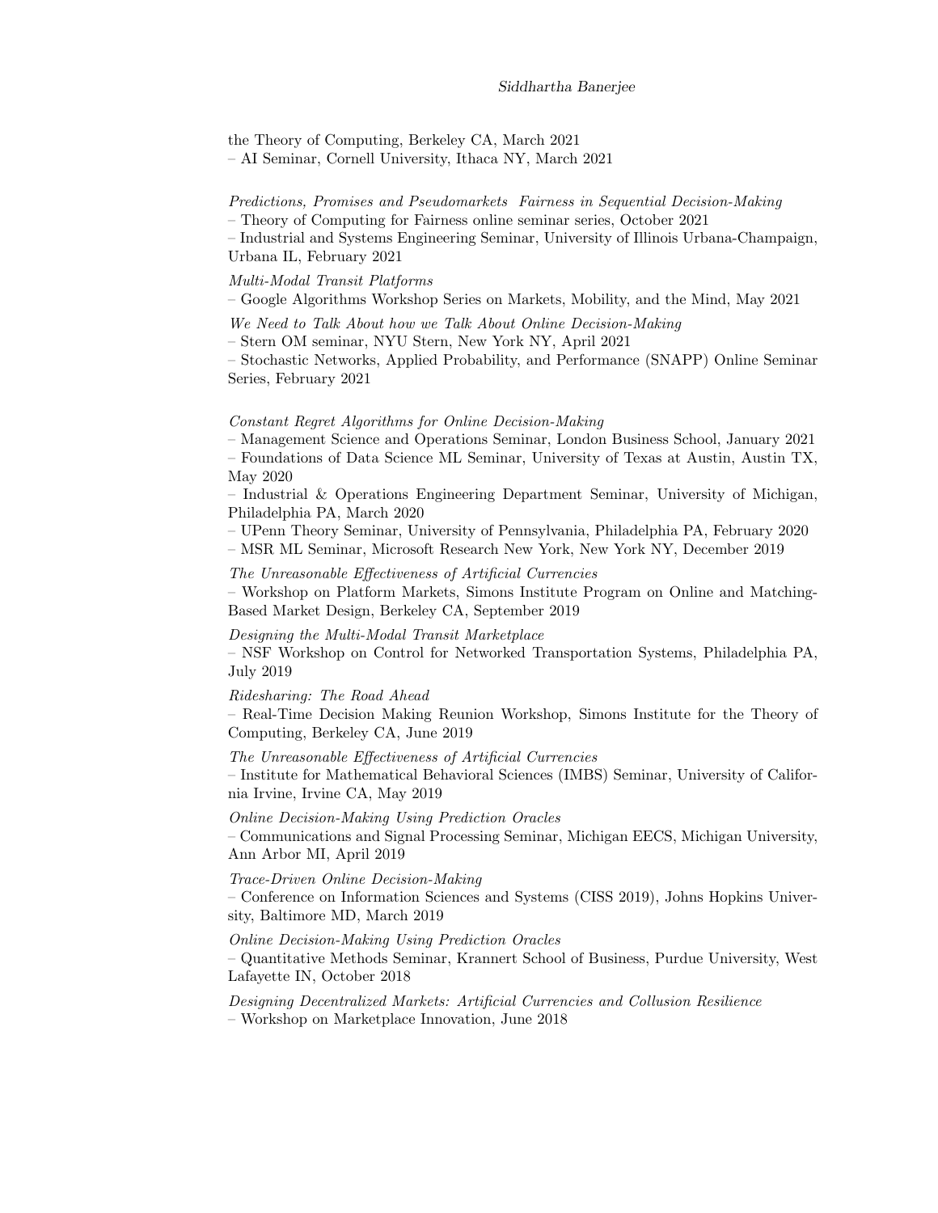the Theory of Computing, Berkeley CA, March 2021
– AI Seminar, Cornell University, Ithaca NY, March 2021

*Predictions, Promises and Pseudomarkets  Fairness in Sequential Decision-Making*
– Theory of Computing for Fairness online seminar series, October 2021
– Industrial and Systems Engineering Seminar, University of Illinois Urbana-Champaign, Urbana IL, February 2021

*Multi-Modal Transit Platforms*
– Google Algorithms Workshop Series on Markets, Mobility, and the Mind, May 2021

*We Need to Talk About how we Talk About Online Decision-Making*
– Stern OM seminar, NYU Stern, New York NY, April 2021
– Stochastic Networks, Applied Probability, and Performance (SNAPP) Online Seminar Series, February 2021

*Constant Regret Algorithms for Online Decision-Making*
– Management Science and Operations Seminar, London Business School, January 2021
– Foundations of Data Science ML Seminar, University of Texas at Austin, Austin TX, May 2020
– Industrial & Operations Engineering Department Seminar, University of Michigan, Philadelphia PA, March 2020
– UPenn Theory Seminar, University of Pennsylvania, Philadelphia PA, February 2020
– MSR ML Seminar, Microsoft Research New York, New York NY, December 2019

*The Unreasonable Effectiveness of Artificial Currencies*
– Workshop on Platform Markets, Simons Institute Program on Online and Matching-Based Market Design, Berkeley CA, September 2019

*Designing the Multi-Modal Transit Marketplace*
– NSF Workshop on Control for Networked Transportation Systems, Philadelphia PA, July 2019

*Ridesharing: The Road Ahead*
– Real-Time Decision Making Reunion Workshop, Simons Institute for the Theory of Computing, Berkeley CA, June 2019

*The Unreasonable Effectiveness of Artificial Currencies*
– Institute for Mathematical Behavioral Sciences (IMBS) Seminar, University of California Irvine, Irvine CA, May 2019

*Online Decision-Making Using Prediction Oracles*
– Communications and Signal Processing Seminar, Michigan EECS, Michigan University, Ann Arbor MI, April 2019

*Trace-Driven Online Decision-Making*
– Conference on Information Sciences and Systems (CISS 2019), Johns Hopkins University, Baltimore MD, March 2019

*Online Decision-Making Using Prediction Oracles*
– Quantitative Methods Seminar, Krannert School of Business, Purdue University, West Lafayette IN, October 2018

*Designing Decentralized Markets: Artificial Currencies and Collusion Resilience*
– Workshop on Marketplace Innovation, June 2018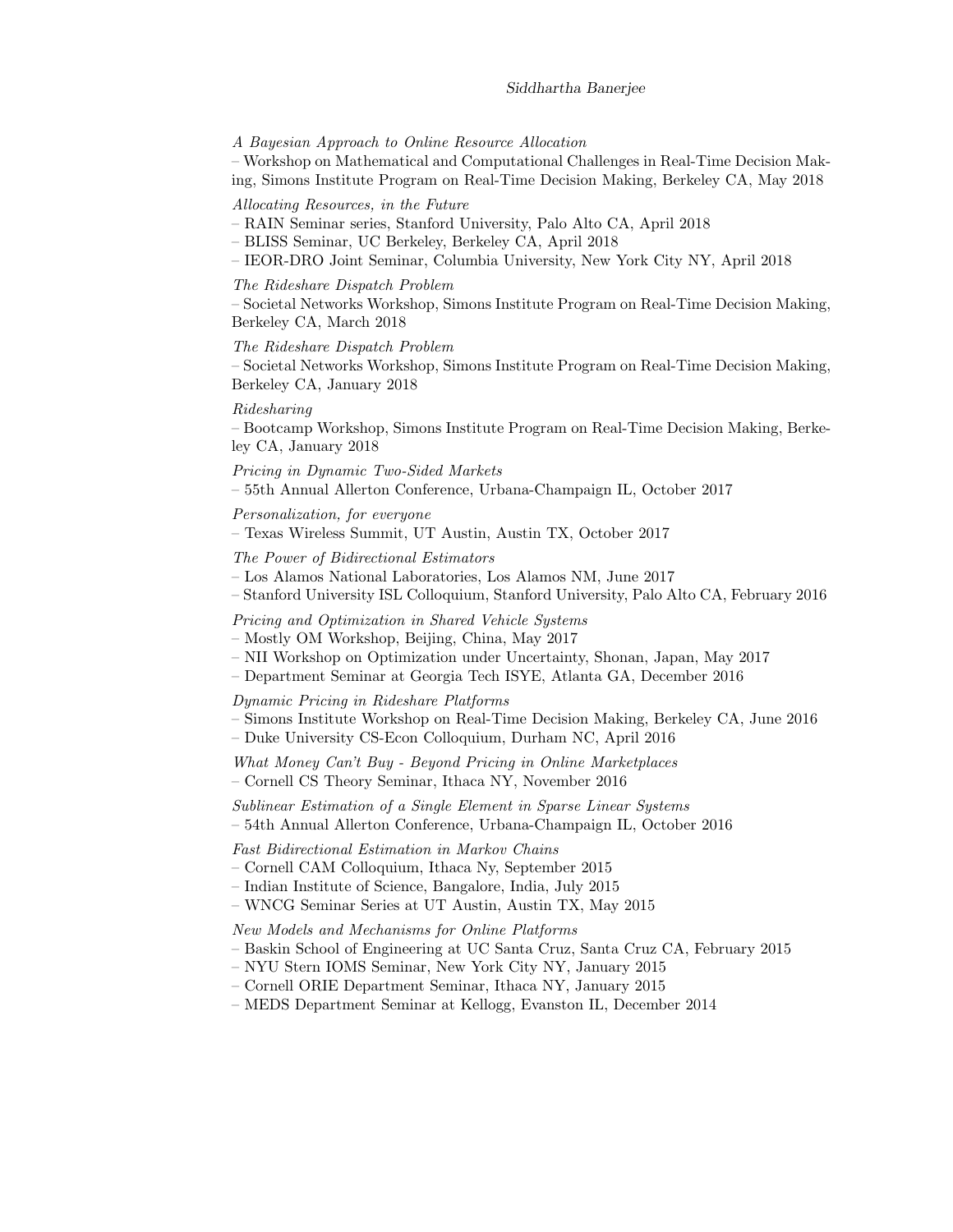*A Bayesian Approach to Online Resource Allocation*
– Workshop on Mathematical and Computational Challenges in Real-Time Decision Making, Simons Institute Program on Real-Time Decision Making, Berkeley CA, May 2018

*Allocating Resources, in the Future*
– RAIN Seminar series, Stanford University, Palo Alto CA, April 2018
– BLISS Seminar, UC Berkeley, Berkeley CA, April 2018
– IEOR-DRO Joint Seminar, Columbia University, New York City NY, April 2018

*The Rideshare Dispatch Problem*
– Societal Networks Workshop, Simons Institute Program on Real-Time Decision Making, Berkeley CA, March 2018

*The Rideshare Dispatch Problem*
– Societal Networks Workshop, Simons Institute Program on Real-Time Decision Making, Berkeley CA, January 2018

*Ridesharing*
– Bootcamp Workshop, Simons Institute Program on Real-Time Decision Making, Berkeley CA, January 2018

*Pricing in Dynamic Two-Sided Markets*
– 55th Annual Allerton Conference, Urbana-Champaign IL, October 2017

*Personalization, for everyone*
– Texas Wireless Summit, UT Austin, Austin TX, October 2017

*The Power of Bidirectional Estimators*
– Los Alamos National Laboratories, Los Alamos NM, June 2017
– Stanford University ISL Colloquium, Stanford University, Palo Alto CA, February 2016

*Pricing and Optimization in Shared Vehicle Systems*
– Mostly OM Workshop, Beijing, China, May 2017
– NII Workshop on Optimization under Uncertainty, Shonan, Japan, May 2017
– Department Seminar at Georgia Tech ISYE, Atlanta GA, December 2016

*Dynamic Pricing in Rideshare Platforms*
– Simons Institute Workshop on Real-Time Decision Making, Berkeley CA, June 2016
– Duke University CS-Econ Colloquium, Durham NC, April 2016

*What Money Can't Buy - Beyond Pricing in Online Marketplaces*
– Cornell CS Theory Seminar, Ithaca NY, November 2016

*Sublinear Estimation of a Single Element in Sparse Linear Systems*
– 54th Annual Allerton Conference, Urbana-Champaign IL, October 2016

*Fast Bidirectional Estimation in Markov Chains*
– Cornell CAM Colloquium, Ithaca Ny, September 2015
– Indian Institute of Science, Bangalore, India, July 2015
– WNCG Seminar Series at UT Austin, Austin TX, May 2015

*New Models and Mechanisms for Online Platforms*
– Baskin School of Engineering at UC Santa Cruz, Santa Cruz CA, February 2015
– NYU Stern IOMS Seminar, New York City NY, January 2015
– Cornell ORIE Department Seminar, Ithaca NY, January 2015
– MEDS Department Seminar at Kellogg, Evanston IL, December 2014